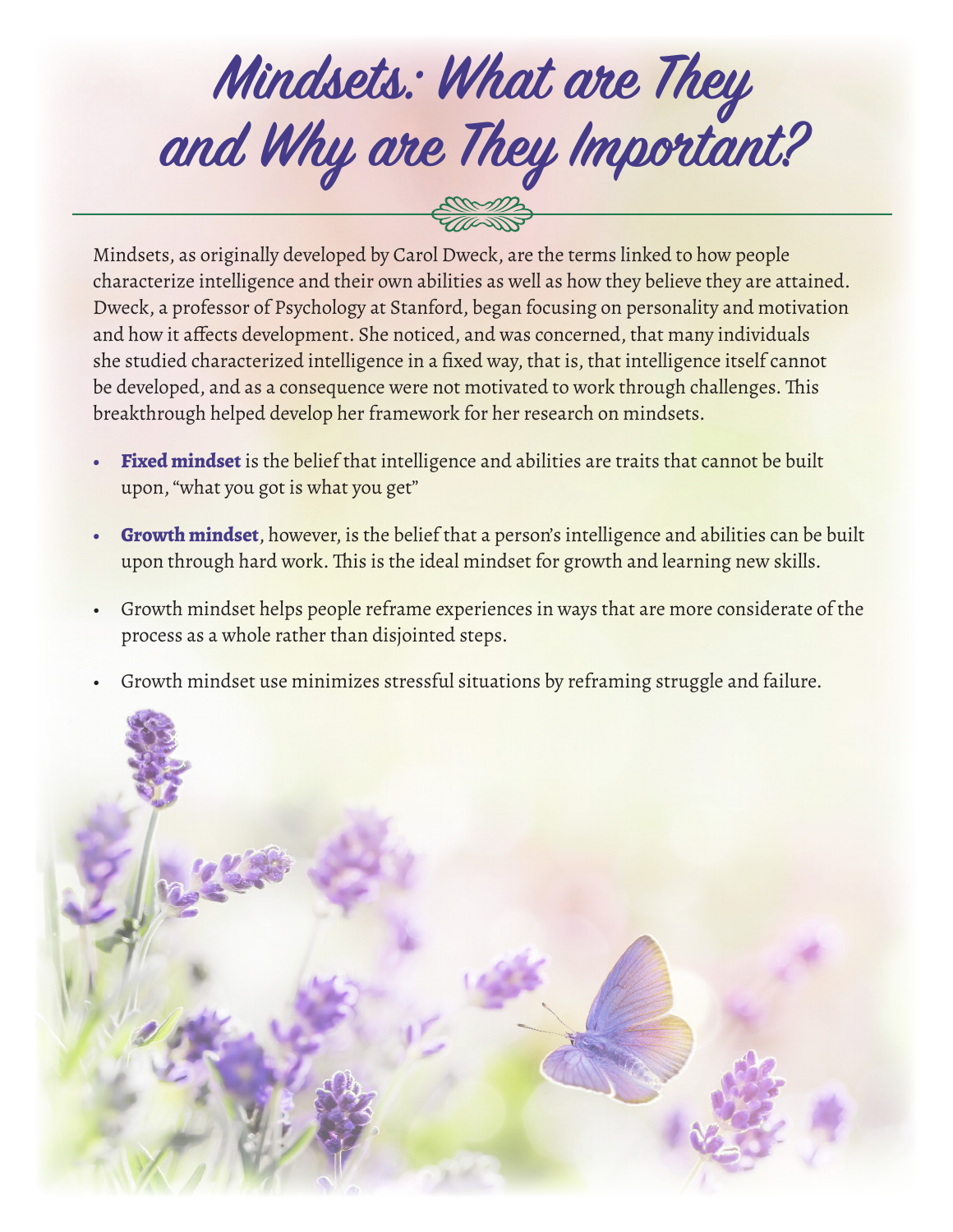# Mindsets: What are They and Why are They Important?

Mindsets, as originally developed by Carol Dweck, are the terms linked to how people characterize intelligence and their own abilities as well as how they believe they are attained. Dweck, a professor of Psychology at Stanford, began focusing on personality and motivation and how it affects development. She noticed, and was concerned, that many individuals she studied characterized intelligence in a fixed way, that is, that intelligence itself cannot be developed, and as a consequence were not motivated to work through challenges. This breakthrough helped develop her framework for her research on mindsets.

- **Fixed mindset** is the belief that intelligence and abilities are traits that cannot be built upon, "what you got is what you get"
- **Growth mindset**, however, is the belief that a person's intelligence and abilities can be built upon through hard work. This is the ideal mindset for growth and learning new skills.
- Growth mindset helps people reframe experiences in ways that are more considerate of the process as a whole rather than disjointed steps.
- Growth mindset use minimizes stressful situations by reframing struggle and failure.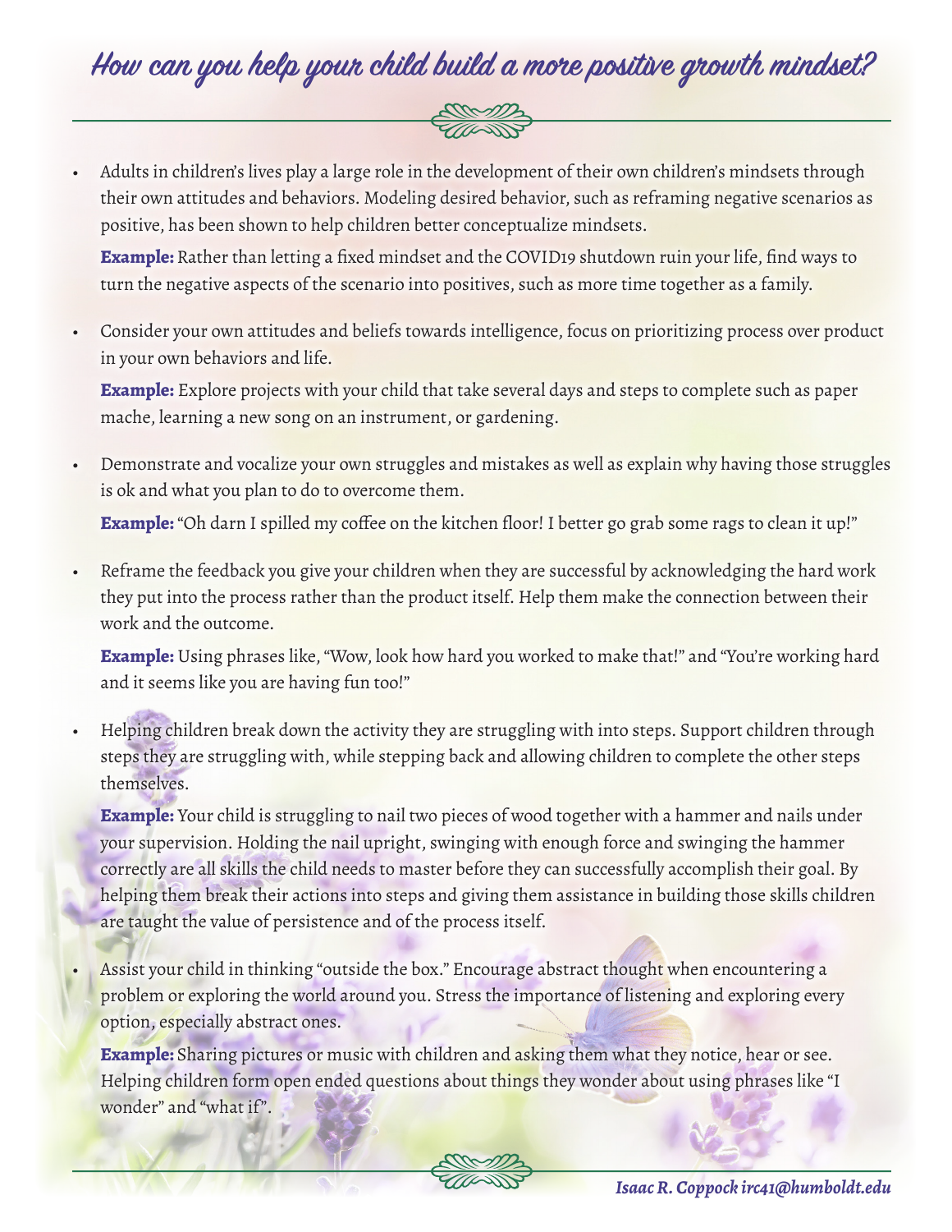# How can you help your child build a more positive growth mindset?

- Adults in children's lives play a large role in the development of their own children's mindsets through their own attitudes and behaviors. Modeling desired behavior, such as reframing negative scenarios as positive, has been shown to help children better conceptualize mindsets.

  **Example:** Rather than letting a fixed mindset and the COVID19 shutdown ruin your life, find ways to turn the negative aspects of the scenario into positives, such as more time together as a family.

- Consider your own attitudes and beliefs towards intelligence, focus on prioritizing process over product in your own behaviors and life.

  **Example:** Explore projects with your child that take several days and steps to complete such as paper mache, learning a new song on an instrument, or gardening.

- Demonstrate and vocalize your own struggles and mistakes as well as explain why having those struggles is ok and what you plan to do to overcome them.

  **Example:** "Oh darn I spilled my coffee on the kitchen floor! I better go grab some rags to clean it up!"

- Reframe the feedback you give your children when they are successful by acknowledging the hard work they put into the process rather than the product itself. Help them make the connection between their work and the outcome.

  **Example:** Using phrases like, "Wow, look how hard you worked to make that!" and "You're working hard and it seems like you are having fun too!"

- Helping children break down the activity they are struggling with into steps. Support children through steps they are struggling with, while stepping back and allowing children to complete the other steps themselves.

  **Example:** Your child is struggling to nail two pieces of wood together with a hammer and nails under your supervision. Holding the nail upright, swinging with enough force and swinging the hammer correctly are all skills the child needs to master before they can successfully accomplish their goal. By helping them break their actions into steps and giving them assistance in building those skills children are taught the value of persistence and of the process itself.

- Assist your child in thinking "outside the box." Encourage abstract thought when encountering a problem or exploring the world around you. Stress the importance of listening and exploring every option, especially abstract ones.

  **Example:** Sharing pictures or music with children and asking them what they notice, hear or see. Helping children form open ended questions about things they wonder about using phrases like "I wonder" and "what if".

*Isaac R. Coppock irc41@humboldt.edu*